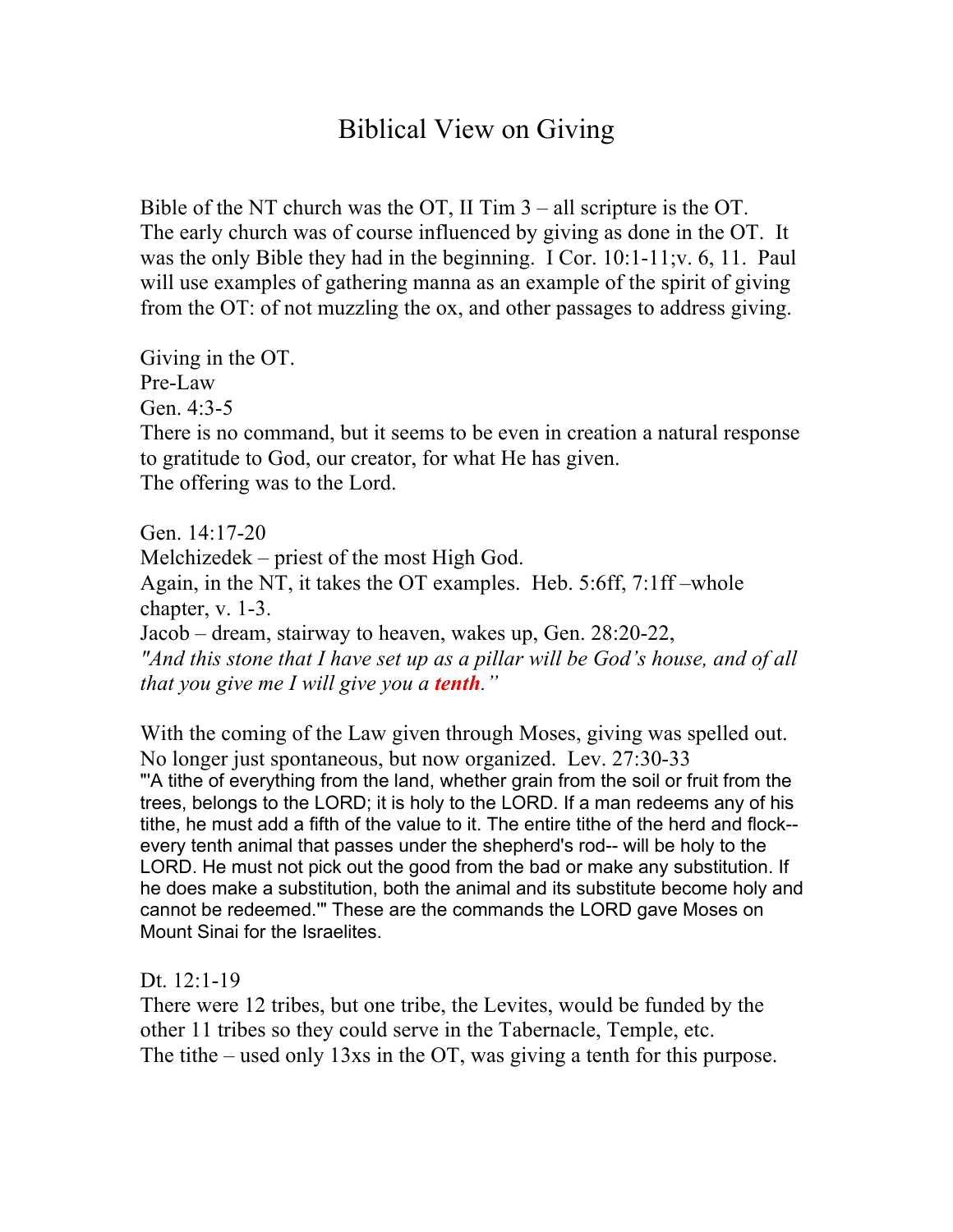# Biblical View on Giving

Bible of the NT church was the OT, II Tim 3 – all scripture is the OT. The early church was of course influenced by giving as done in the OT. It was the only Bible they had in the beginning. I Cor. 10:1-11;v. 6, 11. Paul will use examples of gathering manna as an example of the spirit of giving from the OT: of not muzzling the ox, and other passages to address giving.

Giving in the OT.
Pre-Law
Gen. 4:3-5
There is no command, but it seems to be even in creation a natural response to gratitude to God, our creator, for what He has given.
The offering was to the Lord.

Gen. 14:17-20
Melchizedek – priest of the most High God.
Again, in the NT, it takes the OT examples. Heb. 5:6ff, 7:1ff –whole chapter, v. 1-3.
Jacob – dream, stairway to heaven, wakes up, Gen. 28:20-22,
*"And this stone that I have set up as a pillar will be God's house, and of all that you give me I will give you a* ***tenth****."*

With the coming of the Law given through Moses, giving was spelled out. No longer just spontaneous, but now organized. Lev. 27:30-33
"'A tithe of everything from the land, whether grain from the soil or fruit from the trees, belongs to the LORD; it is holy to the LORD. If a man redeems any of his tithe, he must add a fifth of the value to it. The entire tithe of the herd and flock--every tenth animal that passes under the shepherd's rod-- will be holy to the LORD. He must not pick out the good from the bad or make any substitution. If he does make a substitution, both the animal and its substitute become holy and cannot be redeemed.'" These are the commands the LORD gave Moses on Mount Sinai for the Israelites.

Dt. 12:1-19
There were 12 tribes, but one tribe, the Levites, would be funded by the other 11 tribes so they could serve in the Tabernacle, Temple, etc.
The tithe – used only 13xs in the OT, was giving a tenth for this purpose.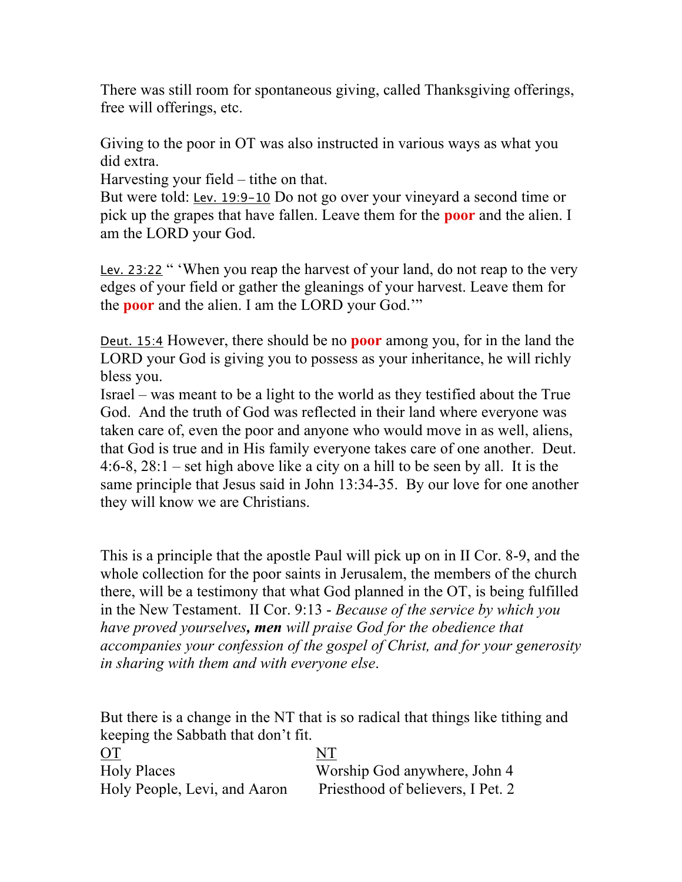There was still room for spontaneous giving, called Thanksgiving offerings, free will offerings, etc.

Giving to the poor in OT was also instructed in various ways as what you did extra.
Harvesting your field – tithe on that.
But were told: Lev. 19:9-10 Do not go over your vineyard a second time or pick up the grapes that have fallen. Leave them for the **poor** and the alien. I am the LORD your God.

Lev. 23:22 " 'When you reap the harvest of your land, do not reap to the very edges of your field or gather the gleanings of your harvest. Leave them for the **poor** and the alien. I am the LORD your God.' "

Deut. 15:4 However, there should be no **poor** among you, for in the land the LORD your God is giving you to possess as your inheritance, he will richly bless you.
Israel – was meant to be a light to the world as they testified about the True God. And the truth of God was reflected in their land where everyone was taken care of, even the poor and anyone who would move in as well, aliens, that God is true and in His family everyone takes care of one another. Deut. 4:6-8, 28:1 – set high above like a city on a hill to be seen by all. It is the same principle that Jesus said in John 13:34-35. By our love for one another they will know we are Christians.

This is a principle that the apostle Paul will pick up on in II Cor. 8-9, and the whole collection for the poor saints in Jerusalem, the members of the church there, will be a testimony that what God planned in the OT, is being fulfilled in the New Testament. II Cor. 9:13 - *Because of the service by which you have proved yourselves****, men*** *will praise God for the obedience that accompanies your confession of the gospel of Christ, and for your generosity in sharing with them and with everyone else*.

But there is a change in the NT that is so radical that things like tithing and keeping the Sabbath that don't fit.

| OT | NT |
|---|---|
| Holy Places | Worship God anywhere, John 4 |
| Holy People, Levi, and Aaron | Priesthood of believers, I Pet. 2 |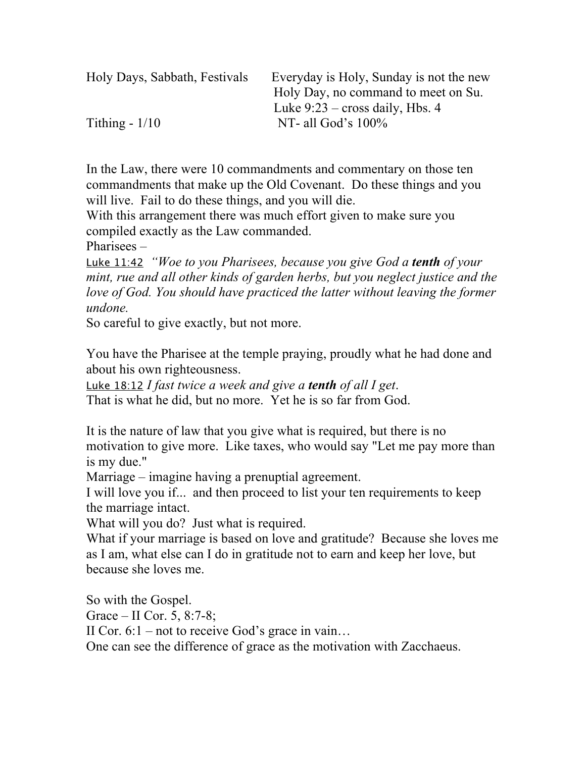| | |
|---|---|
| Holy Days, Sabbath, Festivals | Everyday is Holy, Sunday is not the new Holy Day, no command to meet on Su. Luke 9:23 – cross daily, Hbs. 4 |
| Tithing - 1/10 | NT- all God's 100% |

In the Law, there were 10 commandments and commentary on those ten commandments that make up the Old Covenant. Do these things and you will live. Fail to do these things, and you will die.
With this arrangement there was much effort given to make sure you compiled exactly as the Law commanded.
Pharisees –
Luke 11:42 *"Woe to you Pharisees, because you give God a **tenth** of your mint, rue and all other kinds of garden herbs, but you neglect justice and the love of God. You should have practiced the latter without leaving the former undone.*
So careful to give exactly, but not more.

You have the Pharisee at the temple praying, proudly what he had done and about his own righteousness.
Luke 18:12 *I fast twice a week and give a **tenth** of all I get*.
That is what he did, but no more. Yet he is so far from God.

It is the nature of law that you give what is required, but there is no motivation to give more. Like taxes, who would say "Let me pay more than is my due."
Marriage – imagine having a prenuptial agreement.
I will love you if... and then proceed to list your ten requirements to keep the marriage intact.
What will you do? Just what is required.
What if your marriage is based on love and gratitude? Because she loves me as I am, what else can I do in gratitude not to earn and keep her love, but because she loves me.

So with the Gospel.
Grace – II Cor. 5, 8:7-8;
II Cor. 6:1 – not to receive God's grace in vain…
One can see the difference of grace as the motivation with Zacchaeus.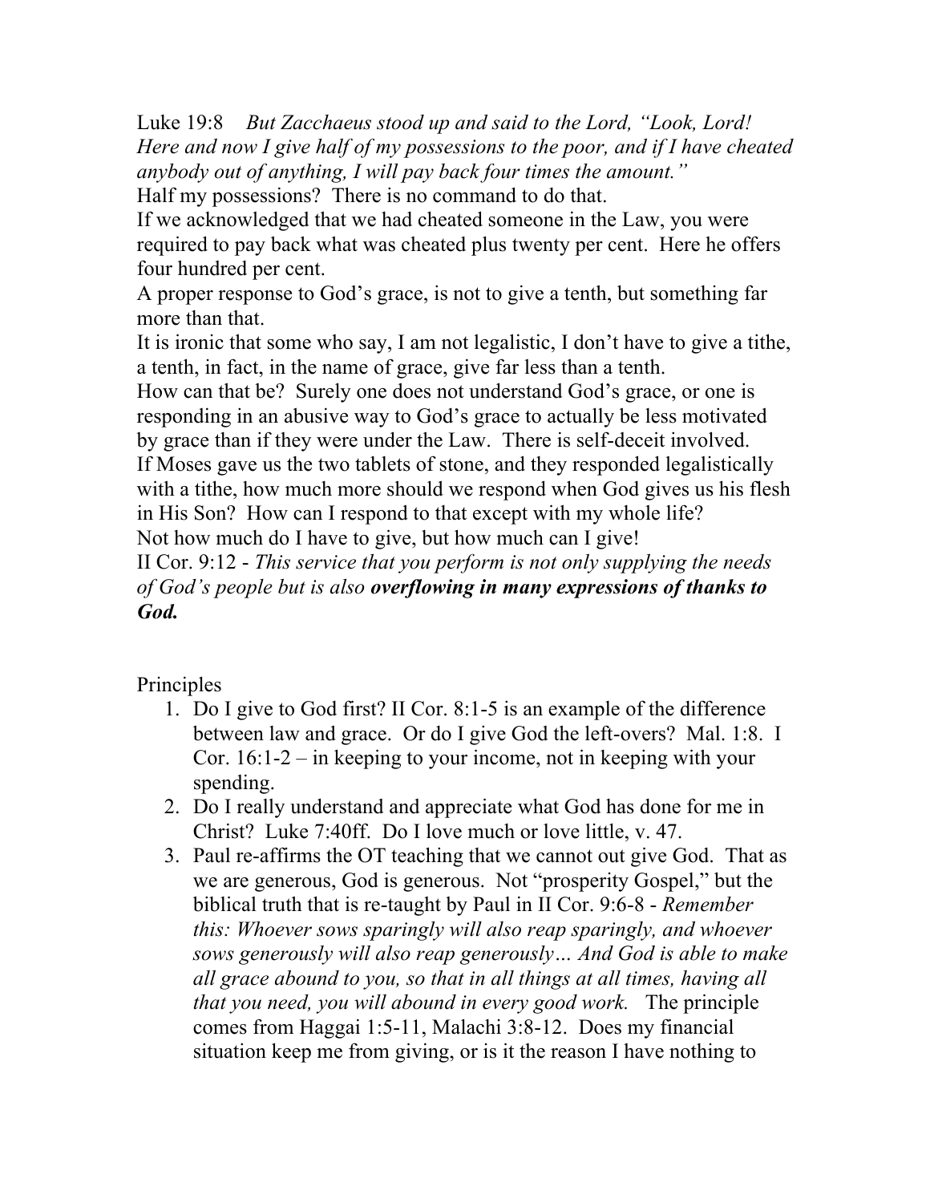Luke 19:8    *But Zacchaeus stood up and said to the Lord, "Look, Lord! Here and now I give half of my possessions to the poor, and if I have cheated anybody out of anything, I will pay back four times the amount."*

Half my possessions? There is no command to do that.

If we acknowledged that we had cheated someone in the Law, you were required to pay back what was cheated plus twenty per cent. Here he offers four hundred per cent.

A proper response to God's grace, is not to give a tenth, but something far more than that.

It is ironic that some who say, I am not legalistic, I don't have to give a tithe, a tenth, in fact, in the name of grace, give far less than a tenth.

How can that be? Surely one does not understand God's grace, or one is responding in an abusive way to God's grace to actually be less motivated by grace than if they were under the Law. There is self-deceit involved.

If Moses gave us the two tablets of stone, and they responded legalistically with a tithe, how much more should we respond when God gives us his flesh in His Son? How can I respond to that except with my whole life?

Not how much do I have to give, but how much can I give!

II Cor. 9:12 - *This service that you perform is not only supplying the needs of God's people but is also* ***overflowing in many expressions of thanks to God.***

Principles

1. Do I give to God first? II Cor. 8:1-5 is an example of the difference between law and grace. Or do I give God the left-overs? Mal. 1:8. I Cor. 16:1-2 – in keeping to your income, not in keeping with your spending.
2. Do I really understand and appreciate what God has done for me in Christ? Luke 7:40ff. Do I love much or love little, v. 47.
3. Paul re-affirms the OT teaching that we cannot out give God. That as we are generous, God is generous. Not "prosperity Gospel," but the biblical truth that is re-taught by Paul in II Cor. 9:6-8 - *Remember this: Whoever sows sparingly will also reap sparingly, and whoever sows generously will also reap generously… And God is able to make all grace abound to you, so that in all things at all times, having all that you need, you will abound in every good work.* The principle comes from Haggai 1:5-11, Malachi 3:8-12. Does my financial situation keep me from giving, or is it the reason I have nothing to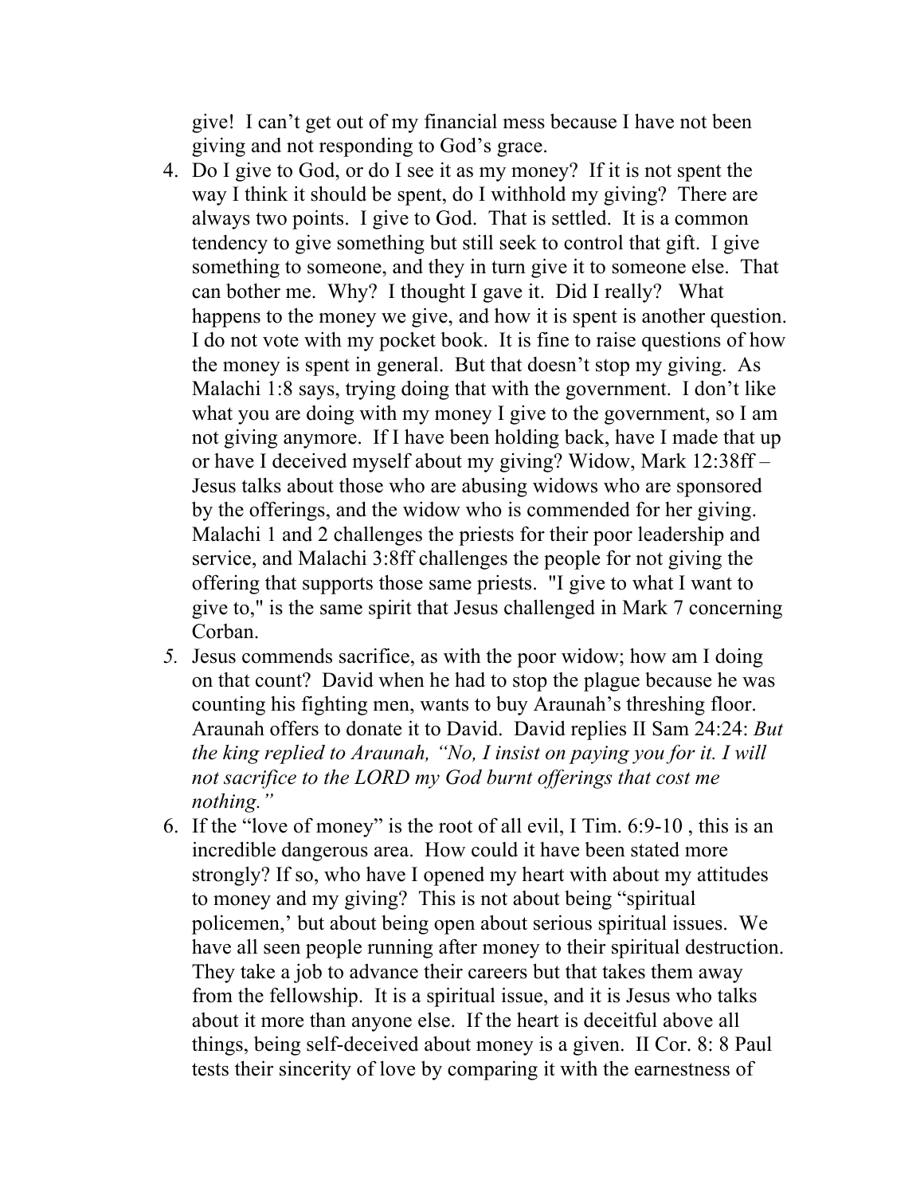give! I can't get out of my financial mess because I have not been giving and not responding to God's grace.

4. Do I give to God, or do I see it as my money? If it is not spent the way I think it should be spent, do I withhold my giving? There are always two points. I give to God. That is settled. It is a common tendency to give something but still seek to control that gift. I give something to someone, and they in turn give it to someone else. That can bother me. Why? I thought I gave it. Did I really? What happens to the money we give, and how it is spent is another question. I do not vote with my pocket book. It is fine to raise questions of how the money is spent in general. But that doesn't stop my giving. As Malachi 1:8 says, trying doing that with the government. I don't like what you are doing with my money I give to the government, so I am not giving anymore. If I have been holding back, have I made that up or have I deceived myself about my giving? Widow, Mark 12:38ff – Jesus talks about those who are abusing widows who are sponsored by the offerings, and the widow who is commended for her giving. Malachi 1 and 2 challenges the priests for their poor leadership and service, and Malachi 3:8ff challenges the people for not giving the offering that supports those same priests. "I give to what I want to give to," is the same spirit that Jesus challenged in Mark 7 concerning Corban.
5. Jesus commends sacrifice, as with the poor widow; how am I doing on that count? David when he had to stop the plague because he was counting his fighting men, wants to buy Araunah's threshing floor. Araunah offers to donate it to David. David replies II Sam 24:24: *But the king replied to Araunah, "No, I insist on paying you for it. I will not sacrifice to the LORD my God burnt offerings that cost me nothing."*
6. If the "love of money" is the root of all evil, I Tim. 6:9-10 , this is an incredible dangerous area. How could it have been stated more strongly? If so, who have I opened my heart with about my attitudes to money and my giving? This is not about being "spiritual policemen,' but about being open about serious spiritual issues. We have all seen people running after money to their spiritual destruction. They take a job to advance their careers but that takes them away from the fellowship. It is a spiritual issue, and it is Jesus who talks about it more than anyone else. If the heart is deceitful above all things, being self-deceived about money is a given. II Cor. 8: 8 Paul tests their sincerity of love by comparing it with the earnestness of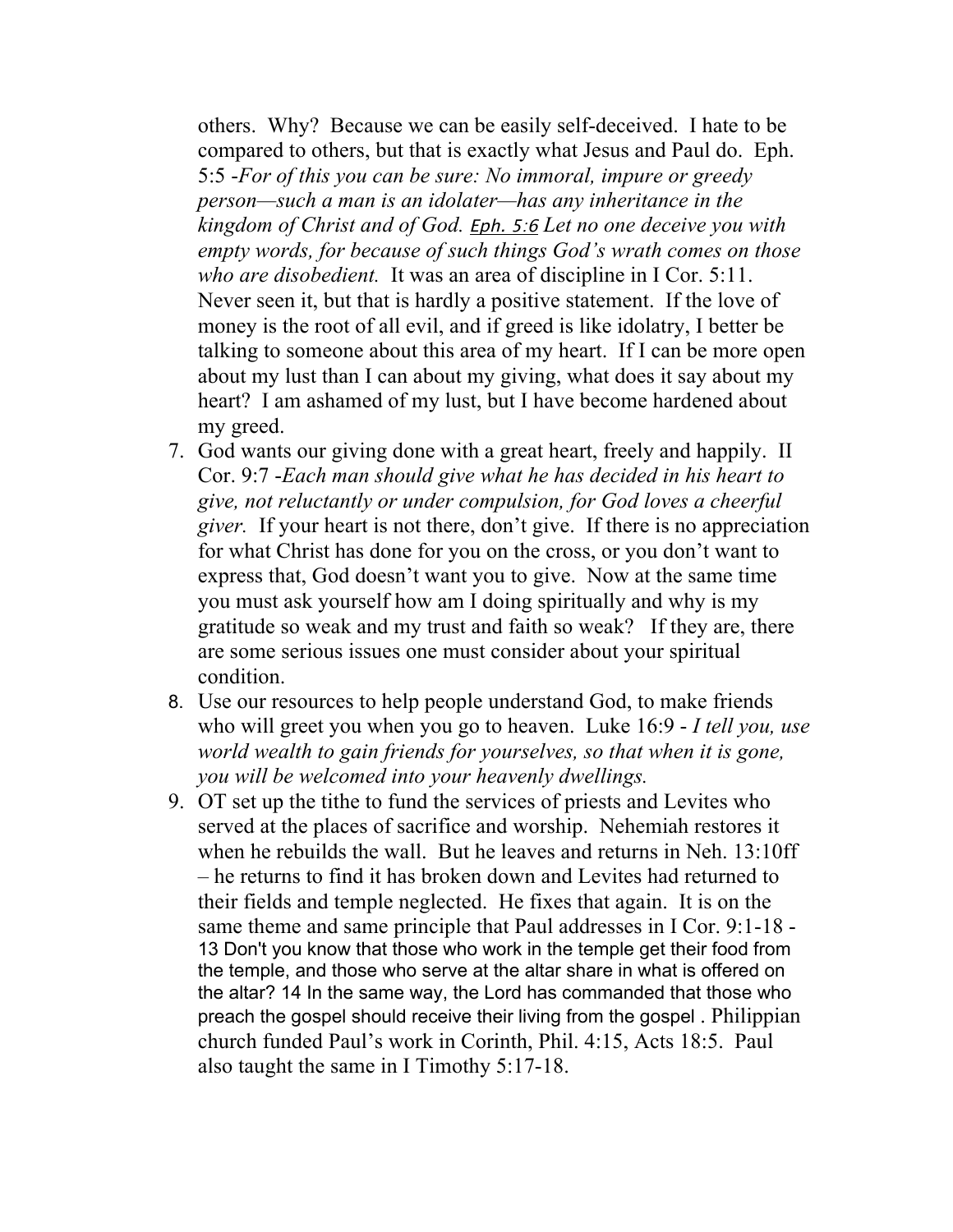others. Why? Because we can be easily self-deceived. I hate to be compared to others, but that is exactly what Jesus and Paul do. Eph. 5:5 -*For of this you can be sure: No immoral, impure or greedy person—such a man is an idolater—has any inheritance in the kingdom of Christ and of God. Eph. 5:6 Let no one deceive you with empty words, for because of such things God's wrath comes on those who are disobedient.* It was an area of discipline in I Cor. 5:11. Never seen it, but that is hardly a positive statement. If the love of money is the root of all evil, and if greed is like idolatry, I better be talking to someone about this area of my heart. If I can be more open about my lust than I can about my giving, what does it say about my heart? I am ashamed of my lust, but I have become hardened about my greed.

7. God wants our giving done with a great heart, freely and happily. II Cor. 9:7 -*Each man should give what he has decided in his heart to give, not reluctantly or under compulsion, for God loves a cheerful giver.* If your heart is not there, don't give. If there is no appreciation for what Christ has done for you on the cross, or you don't want to express that, God doesn't want you to give. Now at the same time you must ask yourself how am I doing spiritually and why is my gratitude so weak and my trust and faith so weak? If they are, there are some serious issues one must consider about your spiritual condition.
8. Use our resources to help people understand God, to make friends who will greet you when you go to heaven. Luke 16:9 - *I tell you, use world wealth to gain friends for yourselves, so that when it is gone, you will be welcomed into your heavenly dwellings.*
9. OT set up the tithe to fund the services of priests and Levites who served at the places of sacrifice and worship. Nehemiah restores it when he rebuilds the wall. But he leaves and returns in Neh. 13:10ff – he returns to find it has broken down and Levites had returned to their fields and temple neglected. He fixes that again. It is on the same theme and same principle that Paul addresses in I Cor. 9:1-18 - 13 Don't you know that those who work in the temple get their food from the temple, and those who serve at the altar share in what is offered on the altar? 14 In the same way, the Lord has commanded that those who preach the gospel should receive their living from the gospel . Philippian church funded Paul's work in Corinth, Phil. 4:15, Acts 18:5. Paul also taught the same in I Timothy 5:17-18.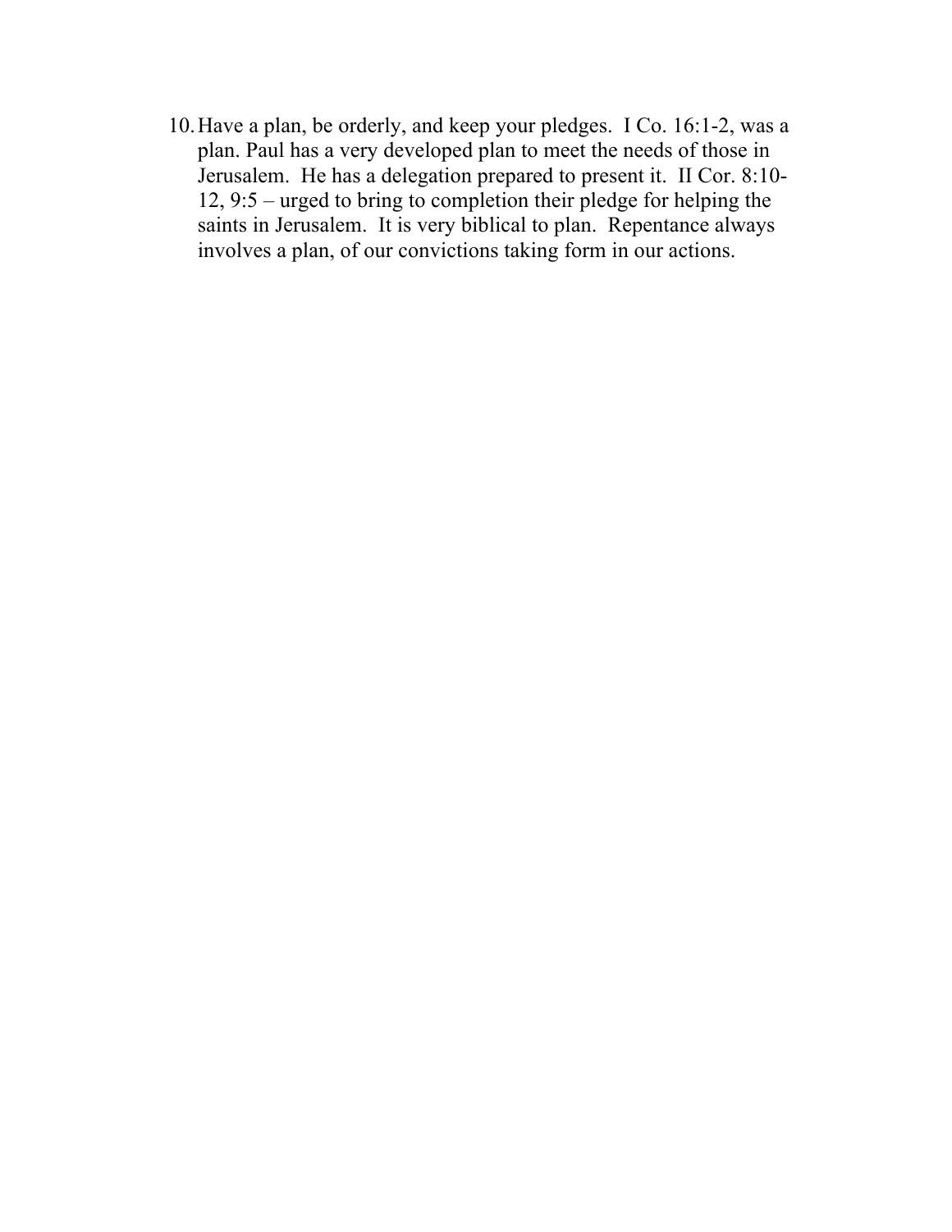10. Have a plan, be orderly, and keep your pledges. I Co. 16:1-2, was a plan. Paul has a very developed plan to meet the needs of those in Jerusalem. He has a delegation prepared to present it. II Cor. 8:10-12, 9:5 – urged to bring to completion their pledge for helping the saints in Jerusalem. It is very biblical to plan. Repentance always involves a plan, of our convictions taking form in our actions.